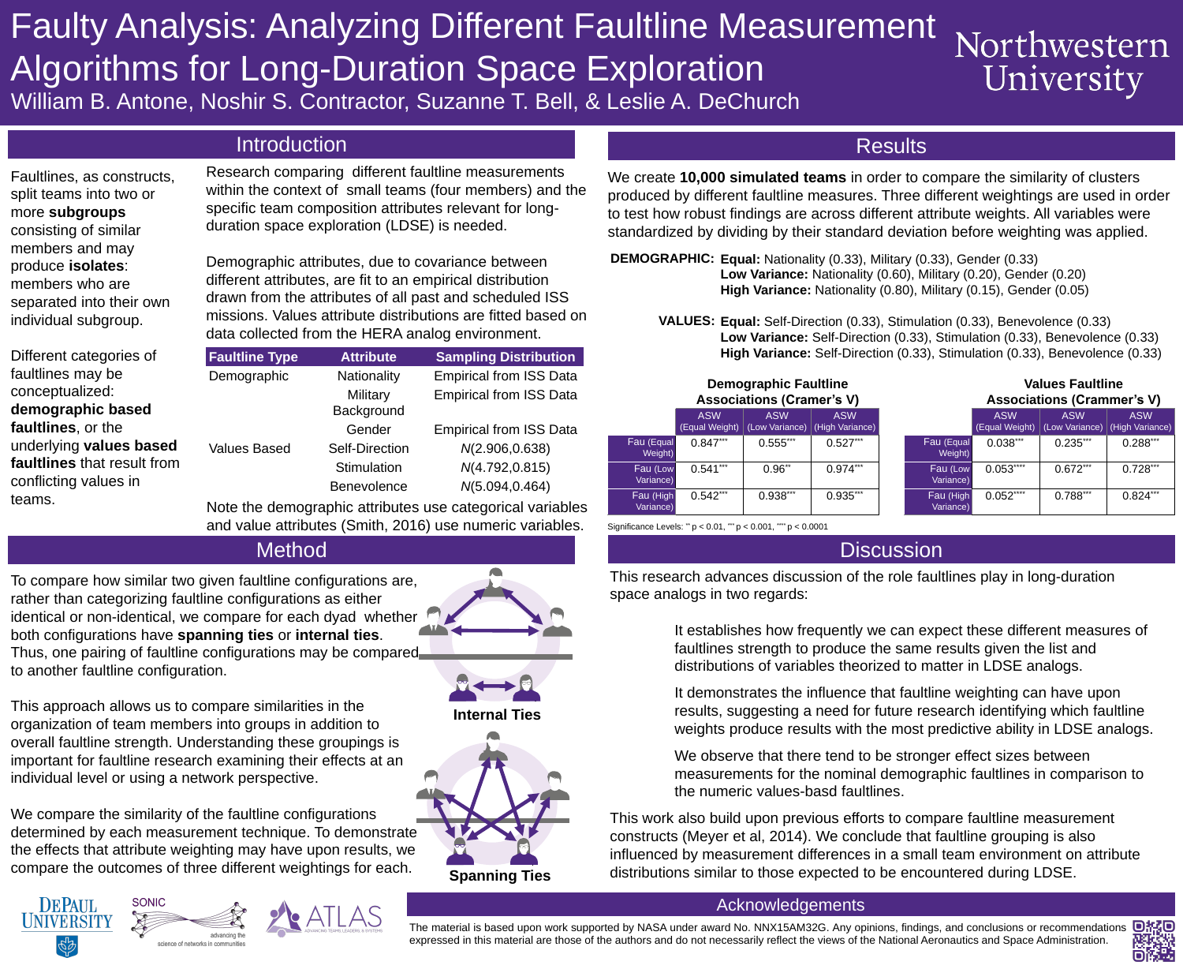# Faulty Analysis: Analyzing Different Faultline Measurement Algorithms for Long-Duration Space Exploration

William B. Antone, Noshir S. Contractor, Suzanne T. Bell, & Leslie A. DeChurch

Northwestern University

## Introduction

Faultlines, as constructs, split teams into two or more **subgroups** consisting of similar members and may produce **isolates**: members who are separated into their own individual subgroup.

Different categories of faultlines may be conceptualized: **demographic based faultlines**, or the underlying **values based faultlines** that result from conflicting values in teams.

Research comparing different faultline measurements within the context of small teams (four members) and the specific team composition attributes relevant for long-duration space exploration (LDSE) is needed.

Demographic attributes, due to covariance between different attributes, are fit to an empirical distribution drawn from the attributes of all past and scheduled ISS missions. Values attribute distributions are fitted based on data collected from the HERA analog environment.

| Faultline Type | Attribute | Sampling Distribution |
|---|---|---|
| Demographic | Nationality | Empirical from ISS Data |
| | Military Background | Empirical from ISS Data |
| | Gender | Empirical from ISS Data |
| Values Based | Self-Direction | *N*(2.906,0.638) |
| | Stimulation | *N*(4.792,0.815) |
| | Benevolence | *N*(5.094,0.464) |

Note the demographic attributes use categorical variables and value attributes (Smith, 2016) use numeric variables.

## Method

To compare how similar two given faultline configurations are, rather than categorizing faultline configurations as either identical or non-identical, we compare for each dyad whether both configurations have **spanning ties** or **internal ties**. Thus, one pairing of faultline configurations may be compared to another faultline configuration.

This approach allows us to compare similarities in the organization of team members into groups in addition to overall faultline strength. Understanding these groupings is important for faultline research examining their effects at an individual level or using a network perspective.

We compare the similarity of the faultline configurations determined by each measurement technique. To demonstrate the effects that attribute weighting may have upon results, we compare the outcomes of three different weightings for each.

**Internal Ties**

**Spanning Ties**

## Results

We create **10,000 simulated teams** in order to compare the similarity of clusters produced by different faultline measures. Three different weightings are used in order to test how robust findings are across different attribute weights. All variables were standardized by dividing by their standard deviation before weighting was applied.

**DEMOGRAPHIC:**
- **Equal:** Nationality (0.33), Military (0.33), Gender (0.33)
- **Low Variance:** Nationality (0.60), Military (0.20), Gender (0.20)
- **High Variance:** Nationality (0.80), Military (0.15), Gender (0.05)

**VALUES:**
- **Equal:** Self-Direction (0.33), Stimulation (0.33), Benevolence (0.33)
- **Low Variance:** Self-Direction (0.33), Stimulation (0.33), Benevolence (0.33)
- **High Variance:** Self-Direction (0.33), Stimulation (0.33), Benevolence (0.33)

**Demographic Faultline Associations (Cramer's V)**

| | ASW (Equal Weight) | ASW (Low Variance) | ASW (High Variance) |
|---|---|---|---|
| Fau (Equal Weight) | 0.847*** | 0.555*** | 0.527*** |
| Fau (Low Variance) | 0.541*** | 0.96** | 0.974*** |
| Fau (High Variance) | 0.542*** | 0.938*** | 0.935*** |

**Values Faultline Associations (Crammer's V)**

| | ASW (Equal Weight) | ASW (Low Variance) | ASW (High Variance) |
|---|---|---|---|
| Fau (Equal Weight) | 0.038*** | 0.235*** | 0.288*** |
| Fau (Low Variance) | 0.053**** | 0.672*** | 0.728*** |
| Fau (High Variance) | 0.052**** | 0.788*** | 0.824*** |

Significance Levels: ** p < 0.01, *** p < 0.001, **** p < 0.0001

## Discussion

This research advances discussion of the role faultlines play in long-duration space analogs in two regards:

It establishes how frequently we can expect these different measures of faultlines strength to produce the same results given the list and distributions of variables theorized to matter in LDSE analogs.

It demonstrates the influence that faultline weighting can have upon results, suggesting a need for future research identifying which faultline weights produce results with the most predictive ability in LDSE analogs.

We observe that there tend to be stronger effect sizes between measurements for the nominal demographic faultlines in comparison to the numeric values-basd faultlines.

This work also build upon previous efforts to compare faultline measurement constructs (Meyer et al, 2014). We conclude that faultline grouping is also influenced by measurement differences in a small team environment on attribute distributions similar to those expected to be encountered during LDSE.

## Acknowledgements

The material is based upon work supported by NASA under award No. NNX15AM32G. Any opinions, findings, and conclusions or recommendations expressed in this material are those of the authors and do not necessarily reflect the views of the National Aeronautics and Space Administration.

DePaul University | SONIC advancing the science of networks in communities | ATLAS Advancing Teams, Leaders, & Systems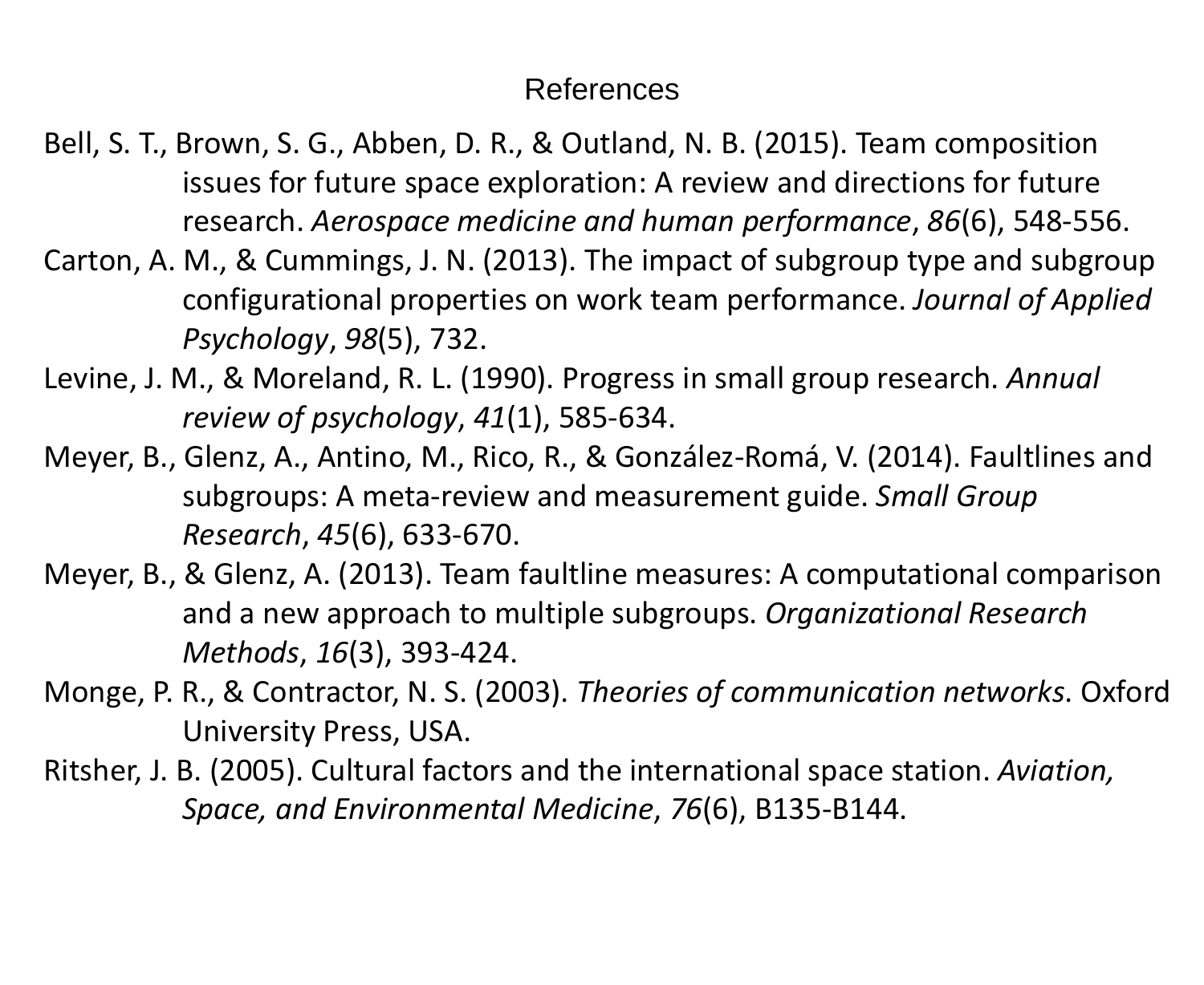# References

Bell, S. T., Brown, S. G., Abben, D. R., & Outland, N. B. (2015). Team composition issues for future space exploration: A review and directions for future research. *Aerospace medicine and human performance*, *86*(6), 548-556.

Carton, A. M., & Cummings, J. N. (2013). The impact of subgroup type and subgroup configurational properties on work team performance. *Journal of Applied Psychology*, *98*(5), 732.

Levine, J. M., & Moreland, R. L. (1990). Progress in small group research. *Annual review of psychology*, *41*(1), 585-634.

Meyer, B., Glenz, A., Antino, M., Rico, R., & González-Romá, V. (2014). Faultlines and subgroups: A meta-review and measurement guide. *Small Group Research*, *45*(6), 633-670.

Meyer, B., & Glenz, A. (2013). Team faultline measures: A computational comparison and a new approach to multiple subgroups. *Organizational Research Methods*, *16*(3), 393-424.

Monge, P. R., & Contractor, N. S. (2003). *Theories of communication networks*. Oxford University Press, USA.

Ritsher, J. B. (2005). Cultural factors and the international space station. *Aviation, Space, and Environmental Medicine*, *76*(6), B135-B144.